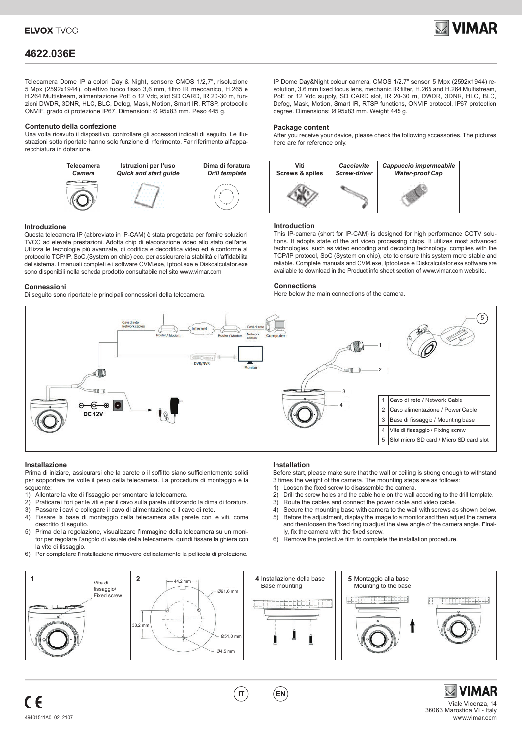**ELVOX** TVCC

# 4622.036E

Telecamera Dome IP a colori Day & Night, sensore CMOS 1/2,7", risoluzione 5 Mpx (2592x1944), obiettivo fuoco fisso 3,6 mm, filtro IR meccanico, H.265 e H.264 Multistream, alimentazione PoE o 12 Vdc, slot SD CARD, IR 20-30 m, funzioni DWDR, 3DNR, HLC, BLC, Defog, Mask, Motion, Smart IR, RTSP, protocollo ONVIF, grado di protezione IP67. Dimensioni: Ø 95x83 mm. Peso 445 g.

IP Dome Day&Night colour camera, CMOS 1/2.7" sensor, 5 Mpx (2592x1944) resolution, 3.6 mm fixed focus lens, mechanic IR filter, H.265 and H.264 Multistream, PoE or 12 Vdc supply, SD CARD slot, IR 20-30 m, DWDR, 3DNR, HLC, BLC, Defog, Mask, Motion, Smart IR, RTSP functions, ONVIF protocol, IP67 protection degree. Dimensions: Ø 95x83 mm. Weight 445 g.

### Contenuto della confezione

Una volta ricevuto il dispositivo, controllare gli accessori indicati di seguito. Le illustrazioni sotto riportate hanno solo funzione di riferimento. Far riferimento all'apparecchiatura in dotazione.

### Package content

After you receive your device, please check the following accessories. The pictures here are for reference only.

| Telecamera *Camera* | Istruzioni per l'uso *Quick and start guide* | Dima di foratura *Drill template* | Viti *Screws & spiles* | *Cacciavite Screw-driver* | *Cappuccio impermeabile Water-proof Cap* |
|---|---|---|---|---|---|
| | | | | | |

### Introduzione

Questa telecamera IP (abbreviato in IP-CAM) è stata progettata per fornire soluzioni TVCC ad elevate prestazioni. Adotta chip di elaborazione video allo stato dell'arte. Utilizza le tecnologie più avanzate, di codifica e decodifica video ed è conforme al protocollo TCP/IP, SoC.(System on chip) ecc. per assicurare la stabilità e l'affidabilità del sistema. I manuali completi e i software CVM.exe, Iptool.exe e Diskcalculator.exe sono disponibili nella scheda prodotto consultabile nel sito www.vimar.com

### Introduction

This IP-camera (short for IP-CAM) is designed for high performance CCTV solutions. It adopts state of the art video processing chips. It utilizes most advanced technologies, such as video encoding and decoding technology, complies with the TCP/IP protocol, SoC (System on chip), etc to ensure this system more stable and reliable. Complete manuals and CVM.exe, Iptool.exe e Diskcalculator.exe software are available to download in the Product info sheet section of www.vimar.com website.

### Connessioni

Di seguito sono riportate le principali connessioni della telecamera.

### Connections

Here below the main connections of the camera.

Cavi di rete / Network cables — Router / Modem — Internet — Router / Modem — Cavi di rete / Network cables — Computer — DVR/NVR — Monitor — DC 12V

| | |
|---|---|
| 1 | Cavo di rete / Network Cable |
| 2 | Cavo alimentazione / Power Cable |
| 3 | Base di fissaggio / Mounting base |
| 4 | Vite di fissaggio / Fixing screw |
| 5 | Slot micro SD card / Micro SD card slot |

### Installazione

Prima di iniziare, assicurarsi che la parete o il soffitto siano sufficientemente solidi per sopportare tre volte il peso della telecamera. La procedura di montaggio è la seguente:

1) Allentare la vite di fissaggio per smontare la telecamera.
2) Praticare i fori per le viti e per il cavo sulla parete utilizzando la dima di foratura.
3) Passare i cavi e collegare il cavo di alimentazione e il cavo di rete.
4) Fissare la base di montaggio della telecamera alla parete con le viti, come descritto di seguito.
5) Prima della regolazione, visualizzare l'immagine della telecamera su un monitor per regolare l'angolo di visuale della telecamera, quindi fissare la ghiera con la vite di fissaggio.
6) Per completare l'installazione rimuovere delicatamente la pellicola di protezione.

### Installation

Before start, please make sure that the wall or ceiling is strong enough to withstand 3 times the weight of the camera. The mounting steps are as follows:

1) Loosen the fixed screw to disassemble the camera.
2) Drill the screw holes and the cable hole on the wall according to the drill template.
3) Route the cables and connect the power cable and video cable.
4) Secure the mounting base with camera to the wall with screws as shown below.
5) Before the adjustment, display the image to a monitor and then adjust the camera and then loosen the fixed ring to adjust the view angle of the camera angle. Finally, fix the camera with the fixed screw.
6) Remove the protective film to complete the installation procedure.

**1** Vite di fissaggio/ Fixed screw

**2** 44,2 mm — Ø91,6 mm — 38,2 mm — Ø51,0 mm — Ø4,5 mm

**4** Installazione della base / Base mounting

**5** Montaggio alla base / Mounting to the base

IT EN

49401511A0 02 2107

Viale Vicenza, 14
36063 Marostica VI - Italy
www.vimar.com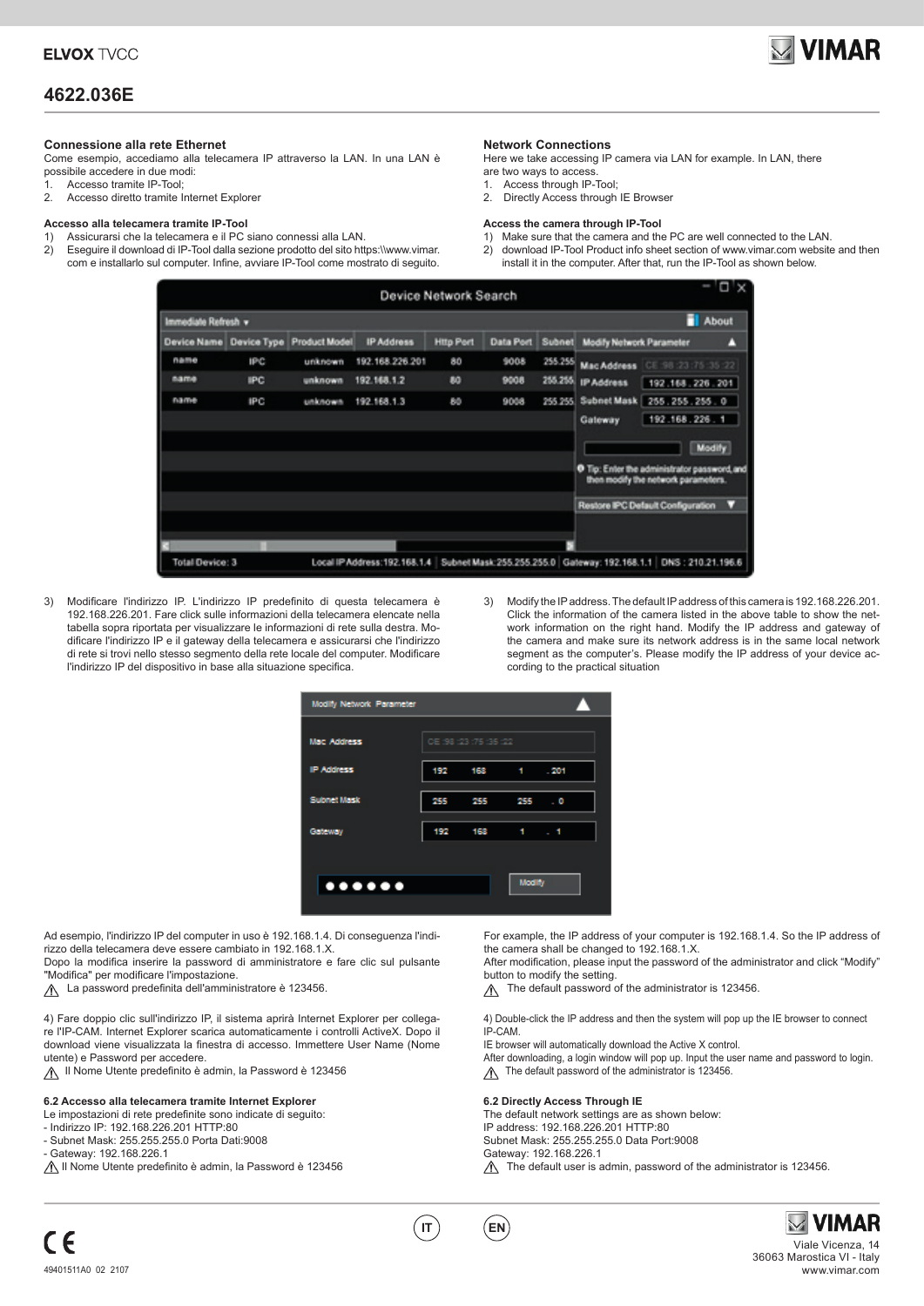## Connessione alla rete Ethernet

Come esempio, accediamo alla telecamera IP attraverso la LAN. In una LAN è possibile accedere in due modi:

1. Accesso tramite IP-Tool;
2. Accesso diretto tramite Internet Explorer

### Accesso alla telecamera tramite IP-Tool

1) Assicurarsi che la telecamera e il PC siano connessi alla LAN.
2) Eseguire il download di IP-Tool dalla sezione prodotto del sito https:\\www.vimar.com e installarlo sul computer. Infine, avviare IP-Tool come mostrato di seguito.

3) Modificare l'indirizzo IP. L'indirizzo IP predefinito di questa telecamera è 192.168.226.201. Fare click sulle informazioni della telecamera elencate nella tabella sopra riportata per visualizzare le informazioni di rete sulla destra. Modificare l'indirizzo IP e il gateway della telecamera e assicurarsi che l'indirizzo di rete si trovi nello stesso segmento della rete locale del computer. Modificare l'indirizzo IP del dispositivo in base alla situazione specifica.

Ad esempio, l'indirizzo IP del computer in uso è 192.168.1.4. Di conseguenza l'indirizzo della telecamera deve essere cambiato in 192.168.1.X.
Dopo la modifica inserire la password di amministratore e fare clic sul pulsante "Modifica" per modificare l'impostazione.

⚠ La password predefinita dell'amministratore è 123456.

4) Fare doppio clic sull'indirizzo IP, il sistema aprirà Internet Explorer per collegare l'IP-CAM. Internet Explorer scarica automaticamente i controlli ActiveX. Dopo il download viene visualizzata la finestra di accesso. Immettere User Name (Nome utente) e Password per accedere.

⚠ Il Nome Utente predefinito è admin, la Password è 123456

### 6.2 Accesso alla telecamera tramite Internet Explorer

Le impostazioni di rete predefinite sono indicate di seguito:

- Indirizzo IP: 192.168.226.201 HTTP:80
- Subnet Mask: 255.255.255.0 Porta Dati:9008
- Gateway: 192.168.226.1

⚠ Il Nome Utente predefinito è admin, la Password è 123456

## Network Connections

Here we take accessing IP camera via LAN for example. In LAN, there are two ways to access.

1. Access through IP-Tool;
2. Directly Access through IE Browser

### Access the camera through IP-Tool

1) Make sure that the camera and the PC are well connected to the LAN.
2) download IP-Tool Product info sheet section of www.vimar.com website and then install it in the computer. After that, run the IP-Tool as shown below.

3) Modify the IP address. The default IP address of this camera is 192.168.226.201. Click the information of the camera listed in the above table to show the network information on the right hand. Modify the IP address and gateway of the camera and make sure its network address is in the same local network segment as the computer's. Please modify the IP address of your device according to the practical situation

For example, the IP address of your computer is 192.168.1.4. So the IP address of the camera shall be changed to 192.168.1.X.
After modification, please input the password of the administrator and click "Modify" button to modify the setting.

⚠ The default password of the administrator is 123456.

4) Double-click the IP address and then the system will pop up the IE browser to connect IP-CAM.
IE browser will automatically download the Active X control.
After downloading, a login window will pop up. Input the user name and password to login.

⚠ The default password of the administrator is 123456.

### 6.2 Directly Access Through IE

The default network settings are as shown below:
IP address: 192.168.226.201 HTTP:80
Subnet Mask: 255.255.255.0 Data Port:9008
Gateway: 192.168.226.1

⚠ The default user is admin, password of the administrator is 123456.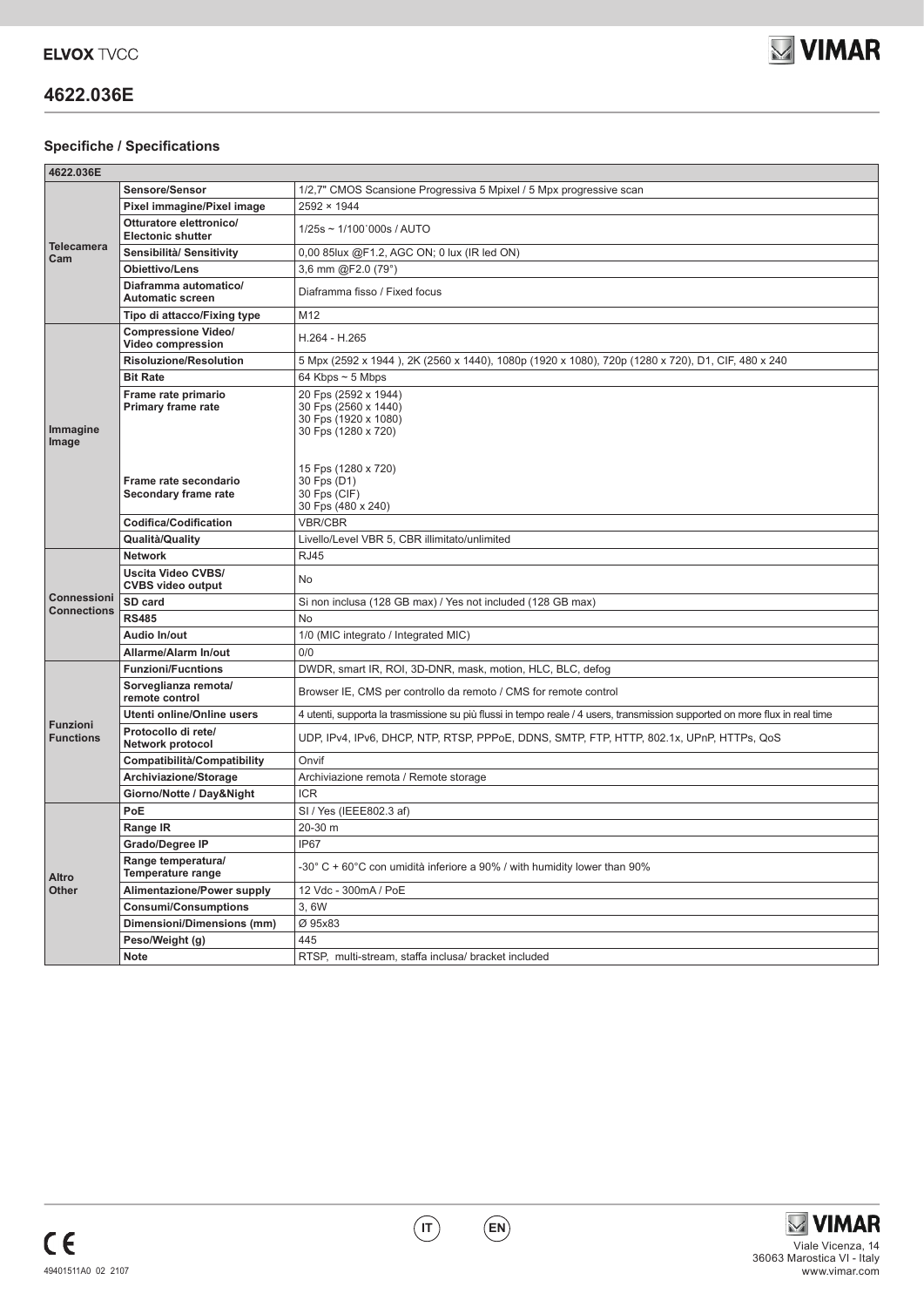## 4622.036E

### Specifiche / Specifications

| 4622.036E | | |
|---|---|---|
| **Telecamera Cam** | **Sensore/Sensor** | 1/2,7" CMOS Scansione Progressiva 5 Mpixel / 5 Mpx progressive scan |
| | **Pixel immagine/Pixel image** | 2592 × 1944 |
| | **Otturatore elettronico/ Electonic shutter** | 1/25s ~ 1/100˙000s / AUTO |
| | **Sensibilità/ Sensitivity** | 0,00 85lux @F1.2, AGC ON; 0 lux (IR led ON) |
| | **Obiettivo/Lens** | 3,6 mm @F2.0 (79°) |
| | **Diaframma automatico/ Automatic screen** | Diaframma fisso / Fixed focus |
| | **Tipo di attacco/Fixing type** | M12 |
| **Immagine Image** | **Compressione Video/ Video compression** | H.264 - H.265 |
| | **Risoluzione/Resolution** | 5 Mpx (2592 x 1944 ), 2K (2560 x 1440), 1080p (1920 x 1080), 720p (1280 x 720), D1, CIF, 480 x 240 |
| | **Bit Rate** | 64 Kbps ~ 5 Mbps |
| | **Frame rate primario Primary frame rate** | 20 Fps (2592 x 1944)<br>30 Fps (2560 x 1440)<br>30 Fps (1920 x 1080)<br>30 Fps (1280 x 720) |
| | **Frame rate secondario Secondary frame rate** | 15 Fps (1280 x 720)<br>30 Fps (D1)<br>30 Fps (CIF)<br>30 Fps (480 x 240) |
| | **Codifica/Codification** | VBR/CBR |
| | **Qualità/Quality** | Livello/Level VBR 5, CBR illimitato/unlimited |
| **Connessioni Connections** | **Network** | RJ45 |
| | **Uscita Video CVBS/ CVBS video output** | No |
| | **SD card** | Si non inclusa (128 GB max) / Yes not included (128 GB max) |
| | **RS485** | No |
| | **Audio In/out** | 1/0 (MIC integrato / Integrated MIC) |
| | **Allarme/Alarm In/out** | 0/0 |
| **Funzioni Functions** | **Funzioni/Fucntions** | DWDR, smart IR, ROI, 3D-DNR, mask, motion, HLC, BLC, defog |
| | **Sorveglianza remota/ remote control** | Browser IE, CMS per controllo da remoto / CMS for remote control |
| | **Utenti online/Online users** | 4 utenti, supporta la trasmissione su più flussi in tempo reale / 4 users, transmission supported on more flux in real time |
| | **Protocollo di rete/ Network protocol** | UDP, IPv4, IPv6, DHCP, NTP, RTSP, PPPoE, DDNS, SMTP, FTP, HTTP, 802.1x, UPnP, HTTPs, QoS |
| | **Compatibilità/Compatibility** | Onvif |
| | **Archiviazione/Storage** | Archiviazione remota / Remote storage |
| | **Giorno/Notte / Day&Night** | ICR |
| **Altro Other** | **PoE** | SI / Yes (IEEE802.3 af) |
| | **Range IR** | 20-30 m |
| | **Grado/Degree IP** | IP67 |
| | **Range temperatura/ Temperature range** | -30° C + 60°C con umidità inferiore a 90% / with humidity lower than 90% |
| | **Alimentazione/Power supply** | 12 Vdc - 300mA / PoE |
| | **Consumi/Consumptions** | 3, 6W |
| | **Dimensioni/Dimensions (mm)** | Ø 95x83 |
| | **Peso/Weight (g)** | 445 |
| | **Note** | RTSP, multi-stream, staffa inclusa/ bracket included |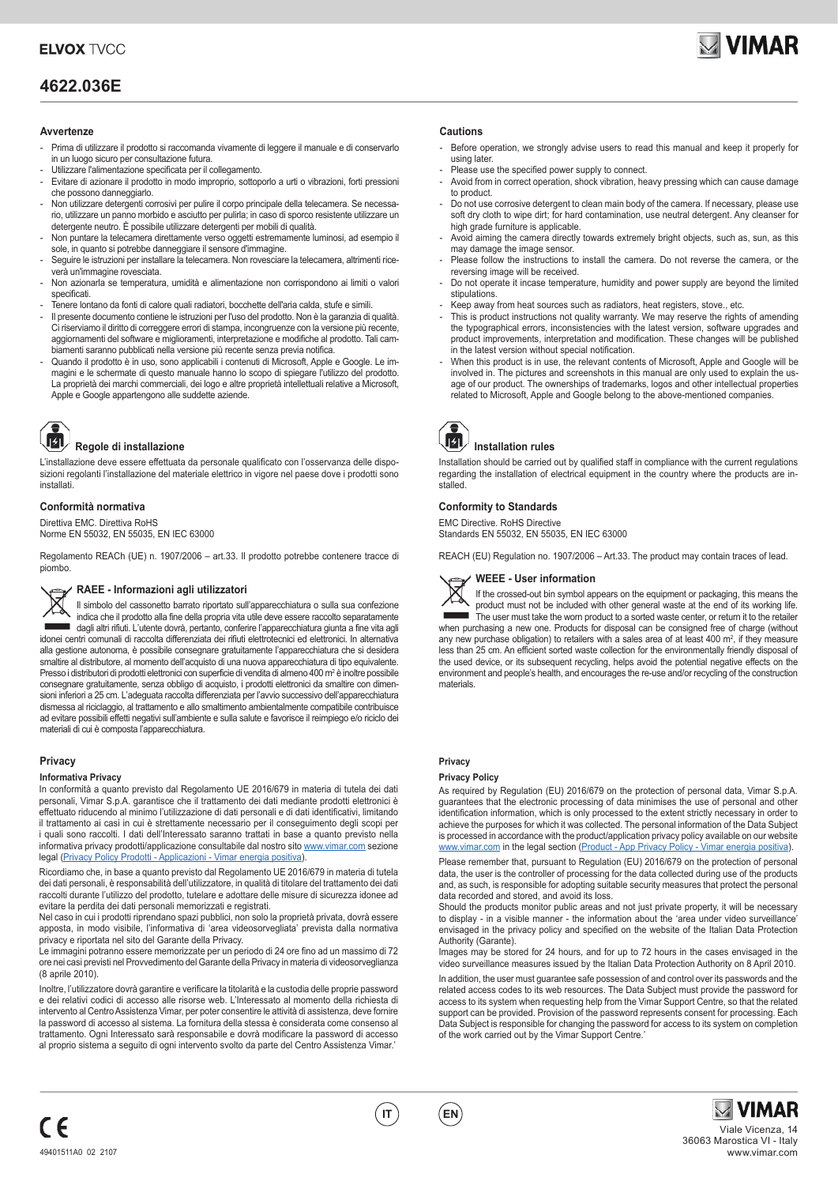# 4622.036E

ELVOX TVCC

## Avvertenze

- Prima di utilizzare il prodotto si raccomanda vivamente di leggere il manuale e di conservarlo in un luogo sicuro per consultazione futura.
- Utilizzare l'alimentazione specificata per il collegamento.
- Evitare di azionare il prodotto in modo improprio, sottoporlo a urti o vibrazioni, forti pressioni che possono danneggiarlo.
- Non utilizzare detergenti corrosivi per pulire il corpo principale della telecamera. Se necessario, utilizzare un panno morbido e asciutto per pulirla; in caso di sporco resistente utilizzare un detergente neutro. È possibile utilizzare detergenti per mobili di qualità.
- Non puntare la telecamera direttamente verso oggetti estremamente luminosi, ad esempio il sole, in quanto si potrebbe danneggiare il sensore d'immagine.
- Seguire le istruzioni per installare la telecamera. Non rovesciare la telecamera, altrimenti riceverà un'immagine rovesciata.
- Non azionarla se temperatura, umidità e alimentazione non corrispondono ai limiti o valori specificati.
- Tenere lontano da fonti di calore quali radiatori, bocchette dell'aria calda, stufe e simili.
- Il presente documento contiene le istruzioni per l'uso del prodotto. Non è la garanzia di qualità. Ci riserviamo il diritto di correggere errori di stampa, incongruenze con la versione più recente, aggiornamenti del software e miglioramenti, interpretazione e modifiche al prodotto. Tali cambiamenti saranno pubblicati nella versione più recente senza previa notifica.
- Quando il prodotto è in uso, sono applicabili i contenuti di Microsoft, Apple e Google. Le immagini e le schermate di questo manuale hanno lo scopo di spiegare l'utilizzo del prodotto. La proprietà dei marchi commerciali, dei logo e altre proprietà intellettuali relative a Microsoft, Apple e Google appartengono alle suddette aziende.

## Regole di installazione

L'installazione deve essere effettuata da personale qualificato con l'osservanza delle disposizioni regolanti l'installazione del materiale elettrico in vigore nel paese dove i prodotti sono installati.

## Conformità normativa

Direttiva EMC. Direttiva RoHS
Norme EN 55032, EN 55035, EN IEC 63000

Regolamento REACh (UE) n. 1907/2006 – art.33. Il prodotto potrebbe contenere tracce di piombo.

## RAEE - Informazioni agli utilizzatori

Il simbolo del cassonetto barrato riportato sull'apparecchiatura o sulla sua confezione indica che il prodotto alla fine della propria vita utile deve essere raccolto separatamente dagli altri rifiuti. L'utente dovrà, pertanto, conferire l'apparecchiatura giunta a fine vita agli idonei centri comunali di raccolta differenziata dei rifiuti elettrotecnici ed elettronici. In alternativa alla gestione autonoma, è possibile consegnare gratuitamente l'apparecchiatura che si desidera smaltire al distributore, al momento dell'acquisto di una nuova apparecchiatura di tipo equivalente. Presso i distributori di prodotti elettronici con superficie di vendita di almeno 400 m² è inoltre possibile consegnare gratuitamente, senza obbligo di acquisto, i prodotti elettronici da smaltire con dimensioni inferiori a 25 cm. L'adeguata raccolta differenziata per l'avvio successivo dell'apparecchiatura dismessa al riciclaggio, al trattamento e allo smaltimento ambientalmente compatibile contribuisce ad evitare possibili effetti negativi sull'ambiente e sulla salute e favorisce il reimpiego e/o riciclo dei materiali di cui è composta l'apparecchiatura.

## Privacy

### Informativa Privacy

In conformità a quanto previsto dal Regolamento UE 2016/679 in materia di tutela dei dati personali, Vimar S.p.A. garantisce che il trattamento dei dati mediante prodotti elettronici è effettuato riducendo al minimo l'utilizzazione di dati personali e di dati identificativi, limitando il trattamento ai casi in cui è strettamente necessario per il conseguimento degli scopi per i quali sono raccolti. I dati dell'Interessato saranno trattati in base a quanto previsto nella informativa privacy prodotti/applicazione consultabile dal nostro sito www.vimar.com sezione legal (Privacy Policy Prodotti - Applicazioni - Vimar energia positiva).

Ricordiamo che, in base a quanto previsto dal Regolamento UE 2016/679 in materia di tutela dei dati personali, è responsabilità dell'utilizzatore, in qualità di titolare del trattamento dei dati raccolti durante l'utilizzo del prodotto, tutelare e adottare delle misure di sicurezza idonee ad evitare la perdita dei dati personali memorizzati e registrati.
Nel caso in cui i prodotti riprendano spazi pubblici, non solo la proprietà privata, dovrà essere apposta, in modo visibile, l'informativa di 'area videosorvegliata' prevista dalla normativa privacy e riportata nel sito del Garante della Privacy.
Le immagini potranno essere memorizzate per un periodo di 24 ore fino ad un massimo di 72 ore nei casi previsti nel Provvedimento del Garante della Privacy in materia di videosorveglianza (8 aprile 2010).

Inoltre, l'utilizzatore dovrà garantire e verificare la titolarità e la custodia delle proprie password e dei relativi codici di accesso alle risorse web. L'Interessato al momento della richiesta di intervento al Centro Assistenza Vimar, per poter consentire le attività di assistenza, deve fornire la password di accesso al sistema. La fornitura della stessa è considerata come consenso al trattamento. Ogni Interessato sarà responsabile e dovrà modificare la password di accesso al proprio sistema a seguito di ogni intervento svolto da parte del Centro Assistenza Vimar.'

## Cautions

- Before operation, we strongly advise users to read this manual and keep it properly for using later.
- Please use the specified power supply to connect.
- Avoid from in correct operation, shock vibration, heavy pressing which can cause damage to product.
- Do not use corrosive detergent to clean main body of the camera. If necessary, please use soft dry cloth to wipe dirt; for hard contamination, use neutral detergent. Any cleanser for high grade furniture is applicable.
- Avoid aiming the camera directly towards extremely bright objects, such as, sun, as this may damage the image sensor.
- Please follow the instructions to install the camera. Do not reverse the camera, or the reversing image will be received.
- Do not operate it incase temperature, humidity and power supply are beyond the limited stipulations.
- Keep away from heat sources such as radiators, heat registers, stove., etc.
- This is product instructions not quality warranty. We may reserve the rights of amending the typographical errors, inconsistencies with the latest version, software upgrades and product improvements, interpretation and modification. These changes will be published in the latest version without special notification.
- When this product is in use, the relevant contents of Microsoft, Apple and Google will be involved in. The pictures and screenshots in this manual are only used to explain the usage of our product. The ownerships of trademarks, logos and other intellectual properties related to Microsoft, Apple and Google belong to the above-mentioned companies.

## Installation rules

Installation should be carried out by qualified staff in compliance with the current regulations regarding the installation of electrical equipment in the country where the products are installed.

## Conformity to Standards

EMC Directive. RoHS Directive
Standards EN 55032, EN 55035, EN IEC 63000

REACH (EU) Regulation no. 1907/2006 – Art.33. The product may contain traces of lead.

## WEEE - User information

If the crossed-out bin symbol appears on the equipment or packaging, this means the product must not be included with other general waste at the end of its working life. The user must take the worn product to a sorted waste center, or return it to the retailer when purchasing a new one. Products for disposal can be consigned free of charge (without any new purchase obligation) to retailers with a sales area of at least 400 m², if they measure less than 25 cm. An efficient sorted waste collection for the environmentally friendly disposal of the used device, or its subsequent recycling, helps avoid the potential negative effects on the environment and people's health, and encourages the re-use and/or recycling of the construction materials.

## Privacy

### Privacy Policy

As required by Regulation (EU) 2016/679 on the protection of personal data, Vimar S.p.A. guarantees that the electronic processing of data minimises the use of personal and other identification information, which is only processed to the extent strictly necessary in order to achieve the purposes for which it was collected. The personal information of the Data Subject is processed in accordance with the product/application privacy policy available on our website www.vimar.com in the legal section (Product - App Privacy Policy - Vimar energia positiva).

Please remember that, pursuant to Regulation (EU) 2016/679 on the protection of personal data, the user is the controller of processing for the data collected during use of the products and, as such, is responsible for adopting suitable security measures that protect the personal data recorded and stored, and avoid its loss.
Should the products monitor public areas and not just private property, it will be necessary to display - in a visible manner - the information about the 'area under video surveillance' envisaged in the privacy policy and specified on the website of the Italian Data Protection Authority (Garante).
Images may be stored for 24 hours, and for up to 72 hours in the cases envisaged in the video surveillance measures issued by the Italian Data Protection Authority on 8 April 2010.

In addition, the user must guarantee safe possession of and control over its passwords and the related access codes to its web resources. The Data Subject must provide the password for access to its system when requesting help from the Vimar Support Centre, so that the related support can be provided. Provision of the password represents consent for processing. Each Data Subject is responsible for changing the password for access to its system on completion of the work carried out by the Vimar Support Centre.'

IT EN

49401511A0 02 2107

VIMAR
Viale Vicenza, 14
36063 Marostica VI - Italy
www.vimar.com